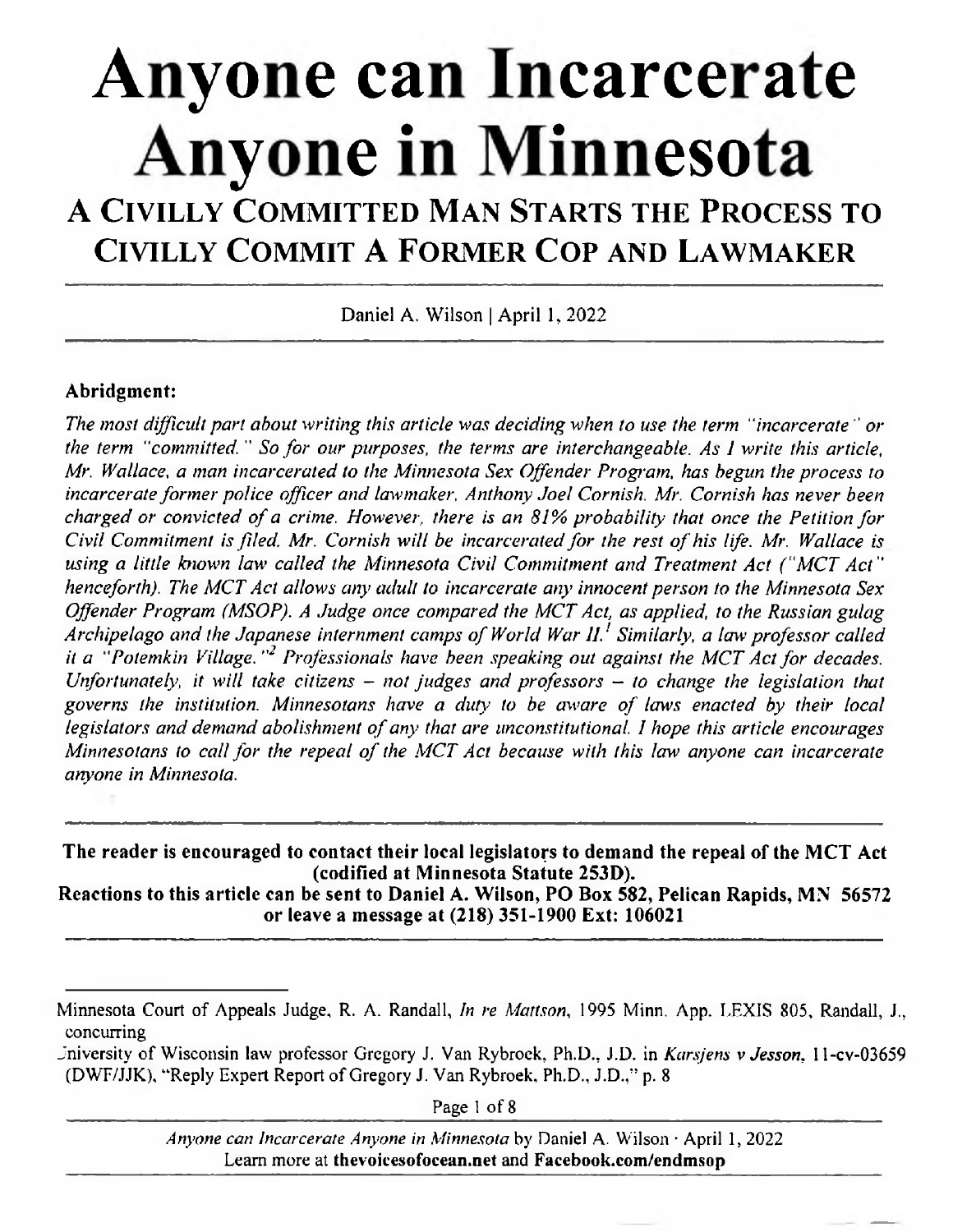# Anyone can Incarcerate Anyone in Minnesota

## A Civilly Committed Man Starts the Process to Civilly Commit a Former Cop and Lawmaker

Daniel A. Wilson | April 1, 2022

**Abridgment:**

*The most difficult part about writing this article was deciding when to use the term "incarcerate" or the term "committed." So for our purposes, the terms are interchangeable. As I write this article, Mr. Wallace, a man incarcerated to the Minnesota Sex Offender Program, has begun the process to incarcerate former police officer and lawmaker, Anthony Joel Cornish. Mr. Cornish has never been charged or convicted of a crime. However, there is an 81% probability that once the Petition for Civil Commitment is filed, Mr. Cornish will be incarcerated for the rest of his life. Mr. Wallace is using a little known law called the Minnesota Civil Commitment and Treatment Act ("MCT Act" henceforth). The MCT Act allows any adult to incarcerate any innocent person to the Minnesota Sex Offender Program (MSOP). A Judge once compared the MCT Act, as applied, to the Russian gulag Archipelago and the Japanese internment camps of World War II.[1] Similarly, a law professor called it a "Potemkin Village."[2] Professionals have been speaking out against the MCT Act for decades. Unfortunately, it will take citizens – not judges and professors – to change the legislation that governs the institution. Minnesotans have a duty to be aware of laws enacted by their local legislators and demand abolishment of any that are unconstitutional. I hope this article encourages Minnesotans to call for the repeal of the MCT Act because with this law anyone can incarcerate anyone in Minnesota.*

---

**The reader is encouraged to contact their local legislators to demand the repeal of the MCT Act (codified at Minnesota Statute 253D).**
**Reactions to this article can be sent to Daniel A. Wilson, PO Box 582, Pelican Rapids, MN 56572 or leave a message at (218) 351-1900 Ext: 106021**

---

[1] Minnesota Court of Appeals Judge, R. A. Randall, *In re Mattson*, 1995 Minn. App. LEXIS 805, Randall, J., concurring

[2] University of Wisconsin law professor Gregory J. Van Rybroek, Ph.D., J.D. in *Karsjens v Jesson*, 11-cv-03659 (DWF/JJK), "Reply Expert Report of Gregory J. Van Rybroek, Ph.D., J.D.," p. 8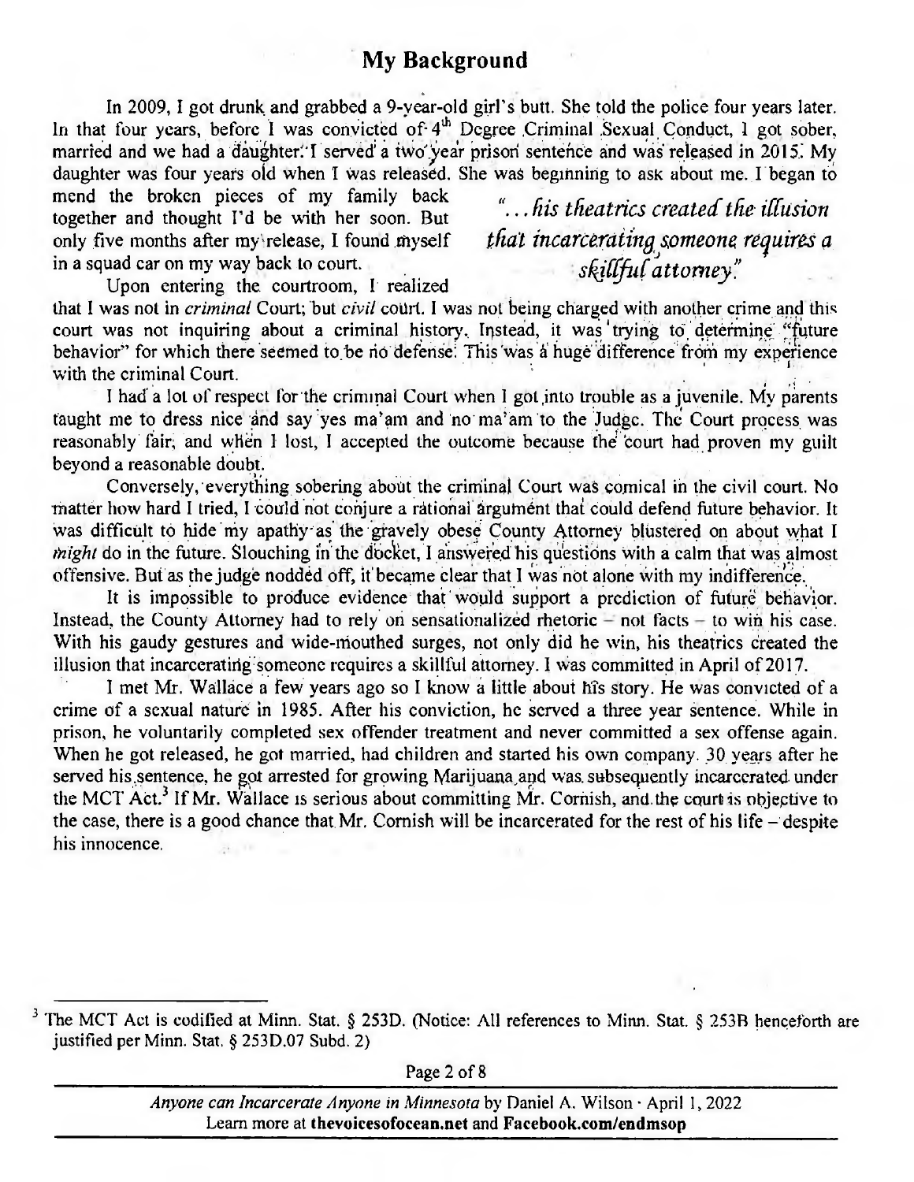## My Background

In 2009, I got drunk and grabbed a 9-year-old girl's butt. She told the police four years later. In that four years, before I was convicted of 4th Degree Criminal Sexual Conduct, I got sober, married and we had a daughter. I served a two year prison sentence and was released in 2015. My daughter was four years old when I was released. She was beginning to ask about me. I began to mend the broken pieces of my family back together and thought I'd be with her soon. But only five months after my release, I found myself in a squad car on my way back to court.

> *"...his theatrics created the illusion that incarcerating someone requires a skillful attorney."*

Upon entering the courtroom, I realized that I was not in *criminal* Court; but *civil* court. I was not being charged with another crime and this court was not inquiring about a criminal history. Instead, it was trying to determine "future behavior" for which there seemed to be no defense. This was a huge difference from my experience with the criminal Court.

I had a lot of respect for the criminal Court when I got into trouble as a juvenile. My parents taught me to dress nice and say yes ma'am and no ma'am to the Judge. The Court process was reasonably fair, and when I lost, I accepted the outcome because the court had proven my guilt beyond a reasonable doubt.

Conversely, everything sobering about the criminal Court was comical in the civil court. No matter how hard I tried, I could not conjure a rational argument that could defend future behavior. It was difficult to hide my apathy as the gravely obese County Attorney blustered on about what I *might* do in the future. Slouching in the docket, I answered his questions with a calm that was almost offensive. But as the judge nodded off, it became clear that I was not alone with my indifference.

It is impossible to produce evidence that would support a prediction of future behavior. Instead, the County Attorney had to rely on sensationalized rhetoric – not facts – to win his case. With his gaudy gestures and wide-mouthed surges, not only did he win, his theatrics created the illusion that incarcerating someone requires a skillful attorney. I was committed in April of 2017.

I met Mr. Wallace a few years ago so I know a little about his story. He was convicted of a crime of a sexual nature in 1985. After his conviction, he served a three year sentence. While in prison, he voluntarily completed sex offender treatment and never committed a sex offense again. When he got released, he got married, had children and started his own company. 30 years after he served his sentence, he got arrested for growing Marijuana and was subsequently incarcerated under the MCT Act.[3] If Mr. Wallace is serious about committing Mr. Cornish, and the court is objective to the case, there is a good chance that Mr. Cornish will be incarcerated for the rest of his life – despite his innocence.

---

[3] The MCT Act is codified at Minn. Stat. § 253D. (Notice: All references to Minn. Stat. § 253B henceforth are justified per Minn. Stat. § 253D.07 Subd. 2)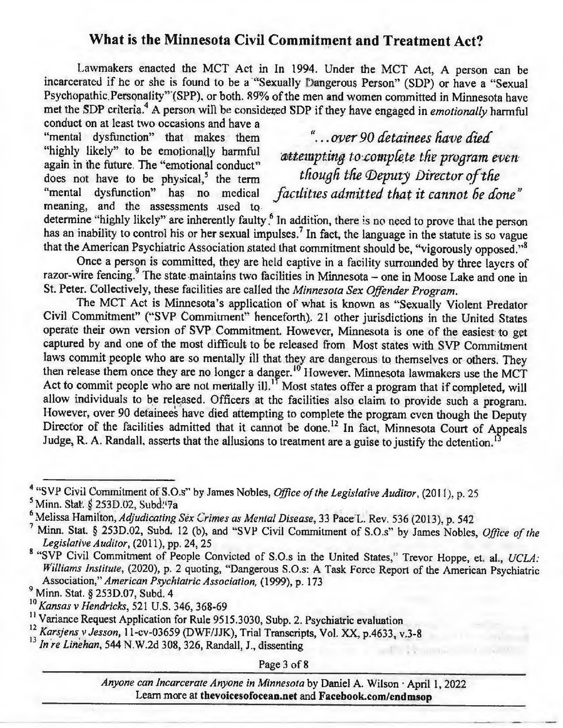## What is the Minnesota Civil Commitment and Treatment Act?

Lawmakers enacted the MCT Act in In 1994. Under the MCT Act, A person can be incarcerated if he or she is found to be a "Sexually Dangerous Person" (SDP) or have a "Sexual Psychopathic Personality" (SPP), or both. 89% of the men and women committed in Minnesota have met the SDP criteria.[4] A person will be considered SDP if they have engaged in *emotionally* harmful conduct on at least two occasions and have a "mental dysfunction" that makes them "highly likely" to be emotionally harmful again in the future. The "emotional conduct" does not have to be physical,[5] the term "mental dysfunction" has no medical meaning, and the assessments used to determine "highly likely" are inherently faulty.[6] In addition, there is no need to prove that the person has an inability to control his or her sexual impulses.[7] In fact, the language in the statute is so vague that the American Psychiatric Association stated that commitment should be, "vigorously opposed."[8]

> *"...over 90 detainees have died attempting to complete the program even though the Deputy Director of the facilities admitted that it cannot be done"*

Once a person is committed, they are held captive in a facility surrounded by three layers of razor-wire fencing.[9] The state maintains two facilities in Minnesota – one in Moose Lake and one in St. Peter. Collectively, these facilities are called the *Minnesota Sex Offender Program*.

The MCT Act is Minnesota's application of what is known as "Sexually Violent Predator Civil Commitment" ("SVP Commitment" henceforth). 21 other jurisdictions in the United States operate their own version of SVP Commitment. However, Minnesota is one of the easiest to get captured by and one of the most difficult to be released from Most states with SVP Commitment laws commit people who are so mentally ill that they are dangerous to themselves or others. They then release them once they are no longer a danger.[10] However, Minnesota lawmakers use the MCT Act to commit people who are not mentally ill.[11] Most states offer a program that if completed, will allow individuals to be released. Officers at the facilities also claim to provide such a program. However, over 90 detainees have died attempting to complete the program even though the Deputy Director of the facilities admitted that it cannot be done.[12] In fact, Minnesota Court of Appeals Judge, R. A. Randall, asserts that the allusions to treatment are a guise to justify the detention.[13]

---

[4] "SVP Civil Commitment of S.O.s" by James Nobles, *Office of the Legislative Auditor*, (2011), p. 25

[5] Minn. Stat. § 253D.02, Subd. 7a

[6] Melissa Hamilton, *Adjudicating Sex Crimes as Mental Disease*, 33 Pace L. Rev. 536 (2013), p. 542

[7] Minn. Stat. § 253D.02, Subd. 12 (b), and "SVP Civil Commitment of S.O.s" by James Nobles, *Office of the Legislative Auditor*, (2011), pp. 24, 25

[8] "SVP Civil Commitment of People Convicted of S.O.s in the United States," Trevor Hoppe, et. al., *UCLA: Williams Institute*, (2020), p. 2 quoting, "Dangerous S.O.s: A Task Force Report of the American Psychiatric Association," *American Psychiatric Association*, (1999), p. 173

[9] Minn. Stat. § 253D.07, Subd. 4

[10] *Kansas v Hendricks*, 521 U.S. 346, 368-69

[11] Variance Request Application for Rule 9515.3030, Subp. 2. Psychiatric evaluation

[12] *Karsjens v Jesson*, 11-cv-03659 (DWF/JJK), Trial Transcripts, Vol. XX, p.4633, v.3-8

[13] *In re Linehan*, 544 N.W.2d 308, 326, Randall, J., dissenting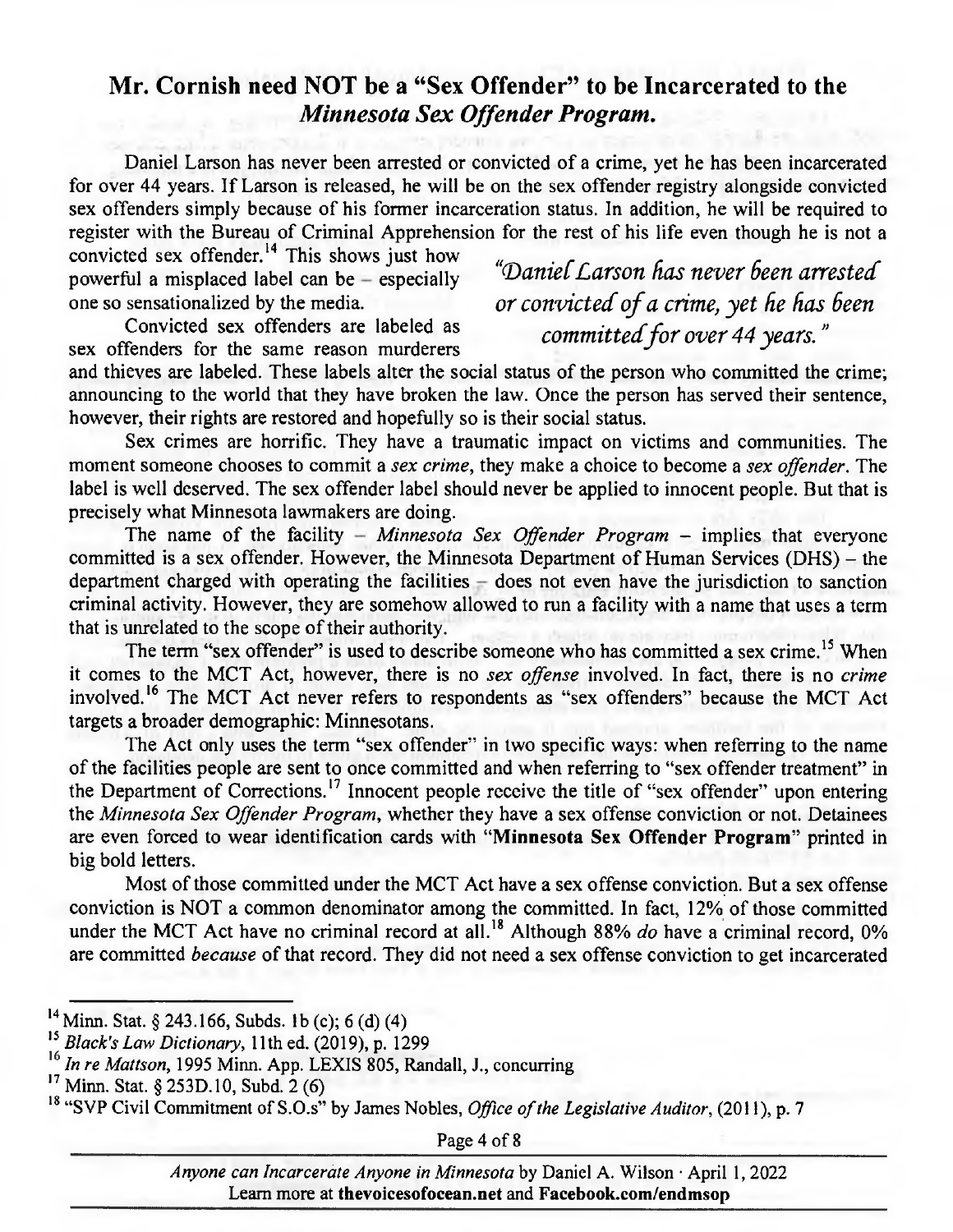## Mr. Cornish need NOT be a "Sex Offender" to be Incarcerated to the *Minnesota Sex Offender Program.*

Daniel Larson has never been arrested or convicted of a crime, yet he has been incarcerated for over 44 years. If Larson is released, he will be on the sex offender registry alongside convicted sex offenders simply because of his former incarceration status. In addition, he will be required to register with the Bureau of Criminal Apprehension for the rest of his life even though he is not a convicted sex offender.[14] This shows just how powerful a misplaced label can be – especially one so sensationalized by the media.

> *"Daniel Larson has never been arrested or convicted of a crime, yet he has been committed for over 44 years."*

Convicted sex offenders are labeled as sex offenders for the same reason murderers and thieves are labeled. These labels alter the social status of the person who committed the crime; announcing to the world that they have broken the law. Once the person has served their sentence, however, their rights are restored and hopefully so is their social status.

Sex crimes are horrific. They have a traumatic impact on victims and communities. The moment someone chooses to commit a *sex crime*, they make a choice to become a *sex offender*. The label is well deserved. The sex offender label should never be applied to innocent people. But that is precisely what Minnesota lawmakers are doing.

The name of the facility – *Minnesota Sex Offender Program* – implies that everyone committed is a sex offender. However, the Minnesota Department of Human Services (DHS) – the department charged with operating the facilities – does not even have the jurisdiction to sanction criminal activity. However, they are somehow allowed to run a facility with a name that uses a term that is unrelated to the scope of their authority.

The term "sex offender" is used to describe someone who has committed a sex crime.[15] When it comes to the MCT Act, however, there is no *sex offense* involved. In fact, there is no *crime* involved.[16] The MCT Act never refers to respondents as "sex offenders" because the MCT Act targets a broader demographic: Minnesotans.

The Act only uses the term "sex offender" in two specific ways: when referring to the name of the facilities people are sent to once committed and when referring to "sex offender treatment" in the Department of Corrections.[17] Innocent people receive the title of "sex offender" upon entering the *Minnesota Sex Offender Program*, whether they have a sex offense conviction or not. Detainees are even forced to wear identification cards with "**Minnesota Sex Offender Program**" printed in big bold letters.

Most of those committed under the MCT Act have a sex offense conviction. But a sex offense conviction is NOT a common denominator among the committed. In fact, 12% of those committed under the MCT Act have no criminal record at all.[18] Although 88% *do* have a criminal record, 0% are committed *because* of that record. They did not need a sex offense conviction to get incarcerated

---

[14] Minn. Stat. § 243.166, Subds. 1b (c); 6 (d) (4)

[15] *Black's Law Dictionary*, 11th ed. (2019), p. 1299

[16] *In re Mattson*, 1995 Minn. App. LEXIS 805, Randall, J., concurring

[17] Minn. Stat. § 253D.10, Subd. 2 (6)

[18] "SVP Civil Commitment of S.O.s" by James Nobles, *Office of the Legislative Auditor*, (2011), p. 7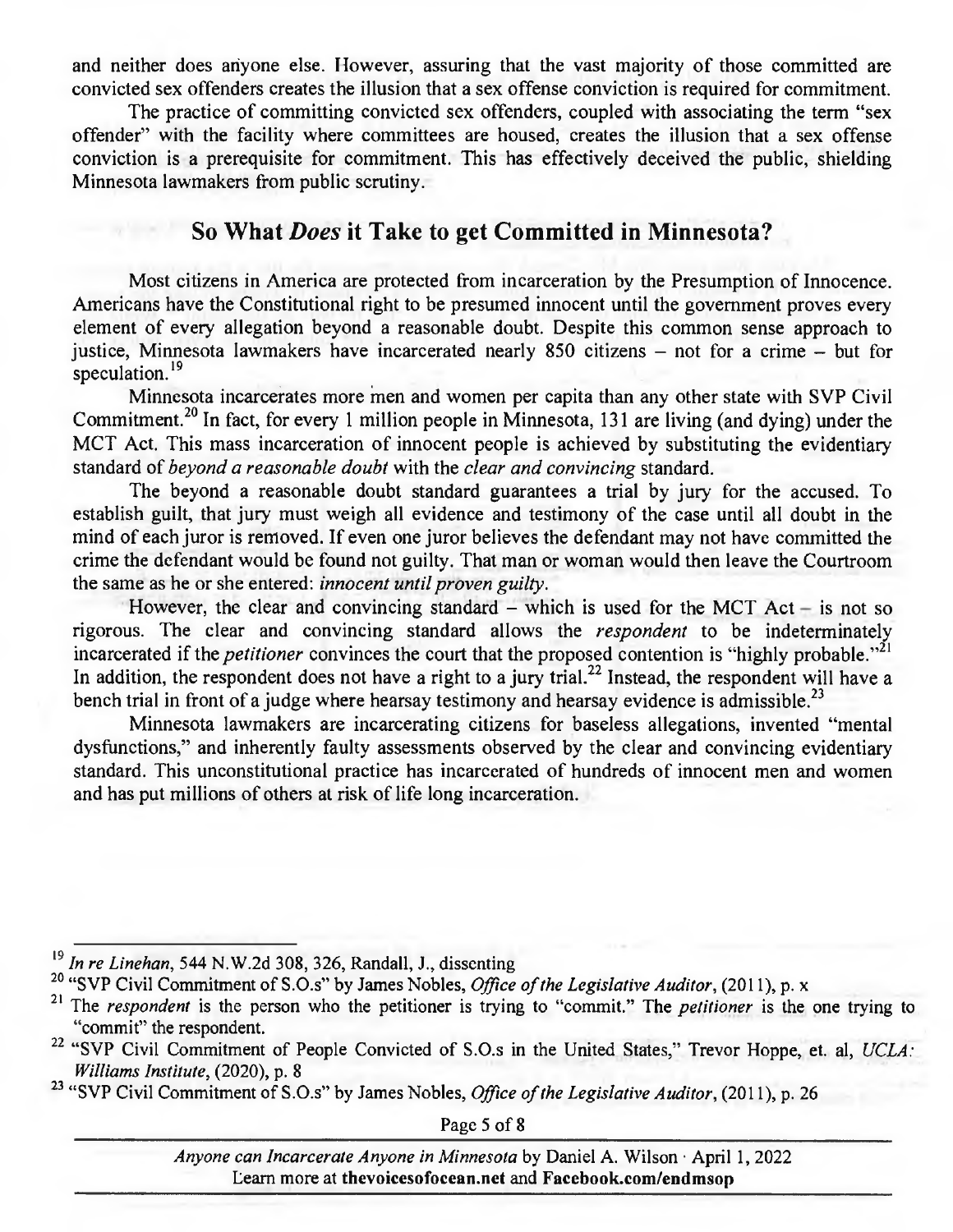and neither does anyone else. However, assuring that the vast majority of those committed are convicted sex offenders creates the illusion that a sex offense conviction is required for commitment.

The practice of committing convicted sex offenders, coupled with associating the term "sex offender" with the facility where committees are housed, creates the illusion that a sex offense conviction is a prerequisite for commitment. This has effectively deceived the public, shielding Minnesota lawmakers from public scrutiny.

## So What *Does* it Take to get Committed in Minnesota?

Most citizens in America are protected from incarceration by the Presumption of Innocence. Americans have the Constitutional right to be presumed innocent until the government proves every element of every allegation beyond a reasonable doubt. Despite this common sense approach to justice, Minnesota lawmakers have incarcerated nearly 850 citizens – not for a crime – but for speculation.[19]

Minnesota incarcerates more men and women per capita than any other state with SVP Civil Commitment.[20] In fact, for every 1 million people in Minnesota, 131 are living (and dying) under the MCT Act. This mass incarceration of innocent people is achieved by substituting the evidentiary standard of *beyond a reasonable doubt* with the *clear and convincing* standard.

The beyond a reasonable doubt standard guarantees a trial by jury for the accused. To establish guilt, that jury must weigh all evidence and testimony of the case until all doubt in the mind of each juror is removed. If even one juror believes the defendant may not have committed the crime the defendant would be found not guilty. That man or woman would then leave the Courtroom the same as he or she entered: *innocent until proven guilty*.

However, the clear and convincing standard – which is used for the MCT Act – is not so rigorous. The clear and convincing standard allows the *respondent* to be indeterminately incarcerated if the *petitioner* convinces the court that the proposed contention is "highly probable."[21] In addition, the respondent does not have a right to a jury trial.[22] Instead, the respondent will have a bench trial in front of a judge where hearsay testimony and hearsay evidence is admissible.[23]

Minnesota lawmakers are incarcerating citizens for baseless allegations, invented "mental dysfunctions," and inherently faulty assessments observed by the clear and convincing evidentiary standard. This unconstitutional practice has incarcerated of hundreds of innocent men and women and has put millions of others at risk of life long incarceration.

---

[19] *In re Linehan*, 544 N.W.2d 308, 326, Randall, J., dissenting

[20] "SVP Civil Commitment of S.O.s" by James Nobles, *Office of the Legislative Auditor*, (2011), p. x

[21] The *respondent* is the person who the petitioner is trying to "commit." The *petitioner* is the one trying to "commit" the respondent.

[22] "SVP Civil Commitment of People Convicted of S.O.s in the United States," Trevor Hoppe, et. al, *UCLA: Williams Institute*, (2020), p. 8

[23] "SVP Civil Commitment of S.O.s" by James Nobles, *Office of the Legislative Auditor*, (2011), p. 26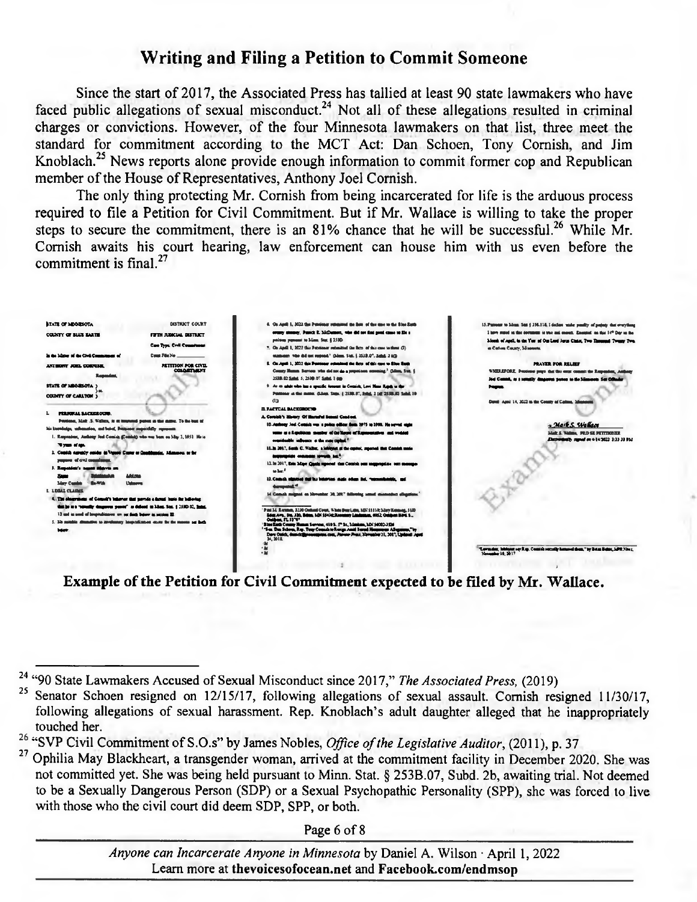## Writing and Filing a Petition to Commit Someone

Since the start of 2017, the Associated Press has tallied at least 90 state lawmakers who have faced public allegations of sexual misconduct.[24] Not all of these allegations resulted in criminal charges or convictions. However, of the four Minnesota lawmakers on that list, three meet the standard for commitment according to the MCT Act: Dan Schoen, Tony Cornish, and Jim Knoblach.[25] News reports alone provide enough information to commit former cop and Republican member of the House of Representatives, Anthony Joel Cornish.

The only thing protecting Mr. Cornish from being incarcerated for life is the arduous process required to file a Petition for Civil Commitment. But if Mr. Wallace is willing to take the proper steps to secure the commitment, there is an 81% chance that he will be successful.[26] While Mr. Cornish awaits his court hearing, law enforcement can house him with us even before the commitment is final.[27]

**Example of the Petition for Civil Commitment expected to be filed by Mr. Wallace.**

---

[24] "90 State Lawmakers Accused of Sexual Misconduct since 2017," *The Associated Press,* (2019)

[25] Senator Schoen resigned on 12/15/17, following allegations of sexual assault. Cornish resigned 11/30/17, following allegations of sexual harassment. Rep. Knoblach's adult daughter alleged that he inappropriately touched her.

[26] "SVP Civil Commitment of S.O.s" by James Nobles, *Office of the Legislative Auditor*, (2011), p. 37

[27] Ophilia May Blackheart, a transgender woman, arrived at the commitment facility in December 2020. She was not committed yet. She was being held pursuant to Minn. Stat. § 253B.07, Subd. 2b, awaiting trial. Not deemed to be a Sexually Dangerous Person (SDP) or a Sexual Psychopathic Personality (SPP), she was forced to live with those who the civil court did deem SDP, SPP, or both.

*Anyone can Incarcerate Anyone in Minnesota* by Daniel A. Wilson · April 1, 2022
Learn more at **thevoicesofocean.net** and **Facebook.com/endmsop**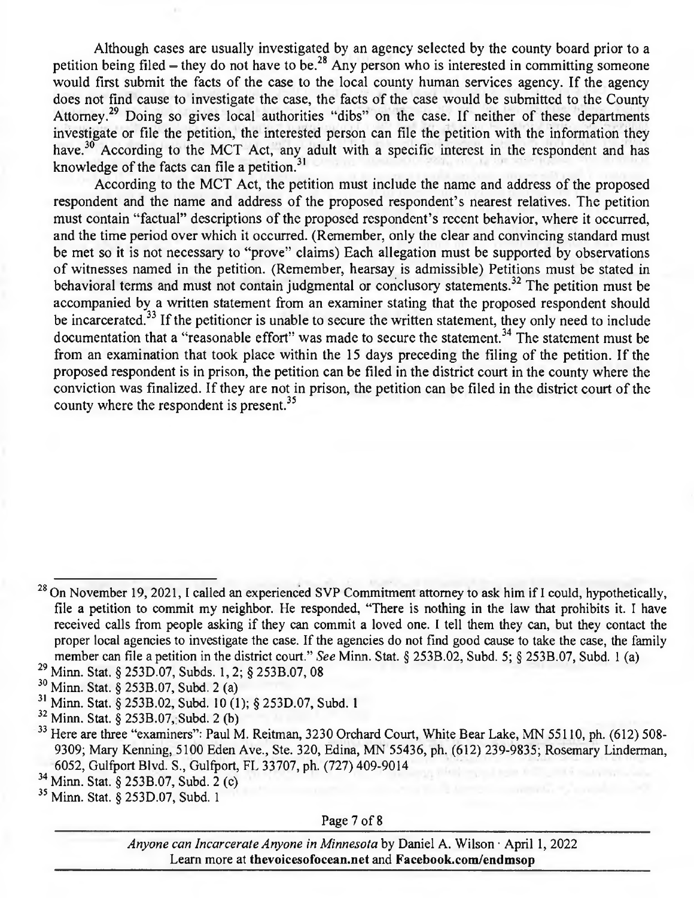Although cases are usually investigated by an agency selected by the county board prior to a petition being filed – they do not have to be.[28] Any person who is interested in committing someone would first submit the facts of the case to the local county human services agency. If the agency does not find cause to investigate the case, the facts of the case would be submitted to the County Attorney.[29] Doing so gives local authorities "dibs" on the case. If neither of these departments investigate or file the petition, the interested person can file the petition with the information they have.[30] According to the MCT Act, any adult with a specific interest in the respondent and has knowledge of the facts can file a petition.[31]

According to the MCT Act, the petition must include the name and address of the proposed respondent and the name and address of the proposed respondent's nearest relatives. The petition must contain "factual" descriptions of the proposed respondent's recent behavior, where it occurred, and the time period over which it occurred. (Remember, only the clear and convincing standard must be met so it is not necessary to "prove" claims) Each allegation must be supported by observations of witnesses named in the petition. (Remember, hearsay is admissible) Petitions must be stated in behavioral terms and must not contain judgmental or conclusory statements.[32] The petition must be accompanied by a written statement from an examiner stating that the proposed respondent should be incarcerated.[33] If the petitioner is unable to secure the written statement, they only need to include documentation that a "reasonable effort" was made to secure the statement.[34] The statement must be from an examination that took place within the 15 days preceding the filing of the petition. If the proposed respondent is in prison, the petition can be filed in the district court in the county where the conviction was finalized. If they are not in prison, the petition can be filed in the district court of the county where the respondent is present.[35]

---

[28] On November 19, 2021, I called an experienced SVP Commitment attorney to ask him if I could, hypothetically, file a petition to commit my neighbor. He responded, "There is nothing in the law that prohibits it. I have received calls from people asking if they can commit a loved one. I tell them they can, but they contact the proper local agencies to investigate the case. If the agencies do not find good cause to take the case, the family member can file a petition in the district court." *See* Minn. Stat. § 253B.02, Subd. 5; § 253B.07, Subd. 1 (a)

[29] Minn. Stat. § 253D.07, Subds. 1, 2; § 253B.07, 08

[30] Minn. Stat. § 253B.07, Subd. 2 (a)

[31] Minn. Stat. § 253B.02, Subd. 10 (1); § 253D.07, Subd. 1

[32] Minn. Stat. § 253B.07, Subd. 2 (b)

[33] Here are three "examiners": Paul M. Reitman, 3230 Orchard Court, White Bear Lake, MN 55110, ph. (612) 508-9309; Mary Kenning, 5100 Eden Ave., Ste. 320, Edina, MN 55436, ph. (612) 239-9835; Rosemary Linderman, 6052, Gulfport Blvd. S., Gulfport, FL 33707, ph. (727) 409-9014

[34] Minn. Stat. § 253B.07, Subd. 2 (c)

[35] Minn. Stat. § 253D.07, Subd. 1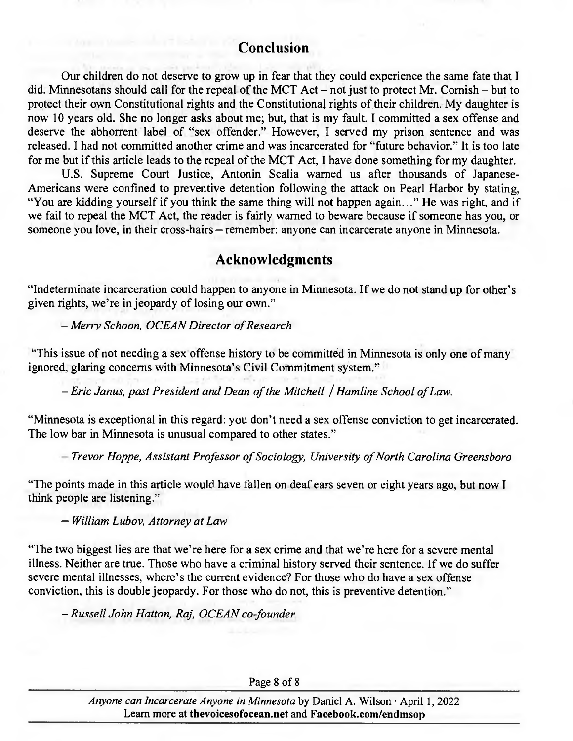## Conclusion

Our children do not deserve to grow up in fear that they could experience the same fate that I did. Minnesotans should call for the repeal of the MCT Act – not just to protect Mr. Cornish – but to protect their own Constitutional rights and the Constitutional rights of their children. My daughter is now 10 years old. She no longer asks about me; but, that is my fault. I committed a sex offense and deserve the abhorrent label of "sex offender." However, I served my prison sentence and was released. I had not committed another crime and was incarcerated for "future behavior." It is too late for me but if this article leads to the repeal of the MCT Act, I have done something for my daughter.

U.S. Supreme Court Justice, Antonin Scalia warned us after thousands of Japanese-Americans were confined to preventive detention following the attack on Pearl Harbor by stating, "You are kidding yourself if you think the same thing will not happen again…" He was right, and if we fail to repeal the MCT Act, the reader is fairly warned to beware because if someone has you, or someone you love, in their cross-hairs – remember: anyone can incarcerate anyone in Minnesota.

## Acknowledgments

"Indeterminate incarceration could happen to anyone in Minnesota. If we do not stand up for other's given rights, we're in jeopardy of losing our own."

*– Merry Schoon, OCEAN Director of Research*

"This issue of not needing a sex offense history to be committed in Minnesota is only one of many ignored, glaring concerns with Minnesota's Civil Commitment system."

*– Eric Janus, past President and Dean of the Mitchell / Hamline School of Law.*

"Minnesota is exceptional in this regard: you don't need a sex offense conviction to get incarcerated. The low bar in Minnesota is unusual compared to other states."

*– Trevor Hoppe, Assistant Professor of Sociology, University of North Carolina Greensboro*

"The points made in this article would have fallen on deaf ears seven or eight years ago, but now I think people are listening."

*– William Lubov, Attorney at Law*

"The two biggest lies are that we're here for a sex crime and that we're here for a severe mental illness. Neither are true. Those who have a criminal history served their sentence. If we do suffer severe mental illnesses, where's the current evidence? For those who do have a sex offense conviction, this is double jeopardy. For those who do not, this is preventive detention."

*– Russell John Hatton, Raj, OCEAN co-founder*